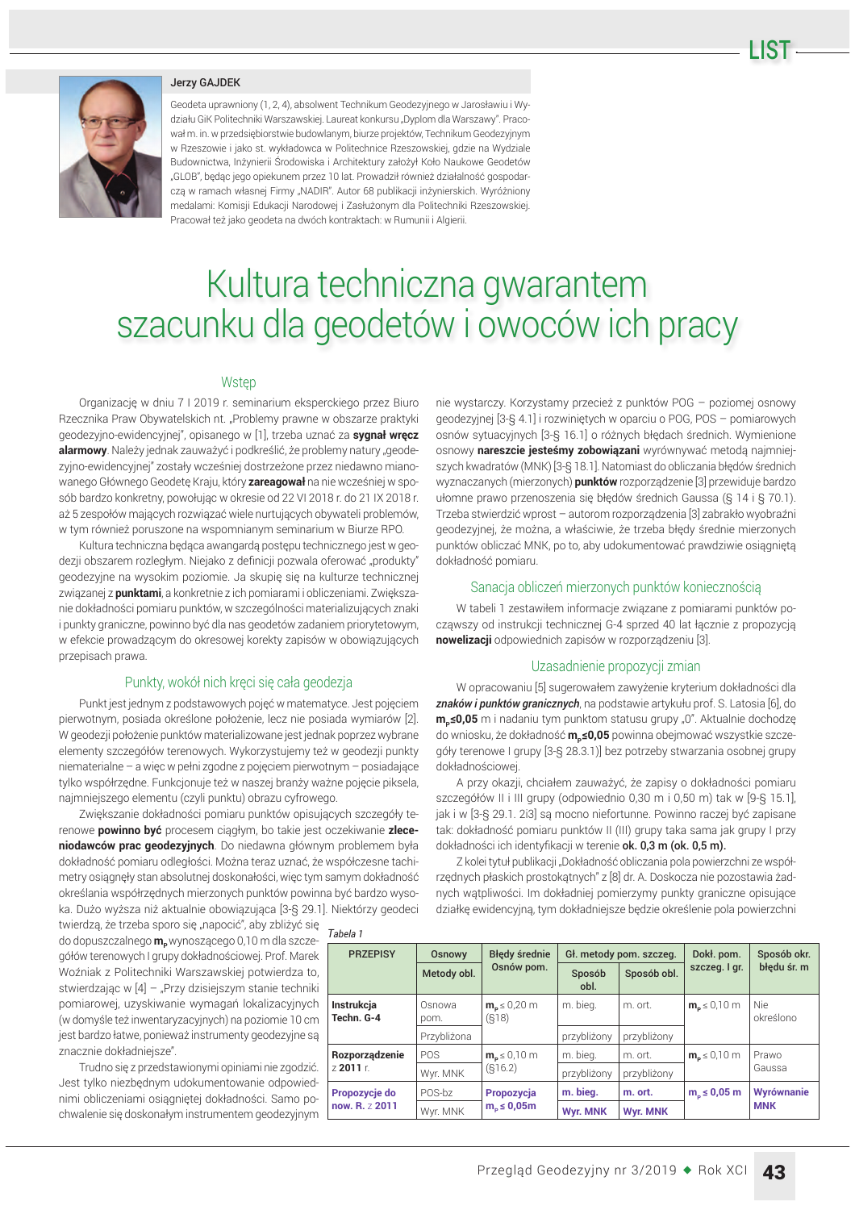Jerzy GAJDEK

Geodeta uprawniony (1, 2, 4), absolwent Technikum Geodezyjnego w Jarosławiu i Wydziału GiK Politechniki Warszawskiej. Laureat konkursu „Dyplom dla Warszawy". Pracował m. in. w przedsiębiorstwie budowlanym, biurze projektów, Technikum Geodezyjnym w Rzeszowie i jako st. wykładowca w Politechnice Rzeszowskiej, gdzie na Wydziale Budownictwa, Inżynierii Środowiska i Architektury założył Koło Naukowe Geodetów „GLOB", będąc jego opiekunem przez 10 lat. Prowadził również działalność gospodarczą w ramach własnej Firmy „NADIR". Autor 68 publikacji inżynierskich. Wyróżniony medalami: Komisji Edukacji Narodowej i Zasłużonym dla Politechniki Rzeszowskiej. Pracował też jako geodeta na dwóch kontraktach: w Rumunii i Algierii.

# Kultura techniczna gwarantem szacunku dla geodetów i owoców ich pracy

## Wstęp

Organizację w dniu 7 I 2019 r. seminarium eksperckiego przez Biuro Rzecznika Praw Obywatelskich nt. „Problemy prawne w obszarze praktyki geodezyjno-ewidencyjnej", opisanego w [1], trzeba uznać za **sygnał wręcz alarmowy**. Należy jednak zauważyć i podkreślić, że problemy natury „geodezyjno-ewidencyjnej" zostały wcześniej dostrzeżone przez niedawno mianowanego Głównego Geodetę Kraju, który **zareagował** na nie wcześniej w sposób bardzo konkretny, powołując w okresie od 22 VI 2018 r. do 21 IX 2018 r. aż 5 zespołów mających rozwiązać wiele nurtujących obywateli problemów, w tym również poruszone na wspomnianym seminarium w Biurze RPO.

Kultura techniczna będąca awangardą postępu technicznego jest w geodezji obszarem rozległym. Niejako z definicji pozwala oferować „produkty" geodezyjne na wysokim poziomie. Ja skupię się na kulturze technicznej związanej z **punktami**, a konkretnie z ich pomiarami i obliczeniami. Zwiększanie dokładności pomiaru punktów, w szczególności materializujących znaki i punkty graniczne, powinno być dla nas geodetów zadaniem priorytetowym, w efekcie prowadzącym do okresowej korekty zapisów w obowiązujących przepisach prawa.

## Punkty, wokół nich kręci się cała geodezja

Punkt jest jednym z podstawowych pojęć w matematyce. Jest pojęciem pierwotnym, posiada określone położenie, lecz nie posiada wymiarów [2]. W geodezji położenie punktów materializowane jest jednak poprzez wybrane elementy szczegółów terenowych. Wykorzystujemy też w geodezji punkty niematerialne – a więc w pełni zgodne z pojęciem pierwotnym – posiadające tylko współrzędne. Funkcjonuje też w naszej branży ważne pojęcie piksela, najmniejszego elementu (czyli punktu) obrazu cyfrowego.

Zwiększanie dokładności pomiaru punktów opisujących szczegóły terenowe **powinno być** procesem ciągłym, bo takie jest oczekiwanie **zleceniodawców prac geodezyjnych**. Do niedawna głównym problemem była dokładność pomiaru odległości. Można teraz uznać, że współczesne tachimetry osiągnęły stan absolutnej doskonałości, więc tym samym dokładność określania współrzędnych mierzonych punktów powinna być bardzo wysoka. Dużo wyższa niż aktualnie obowiązująca [3-§ 29.1]. Niektórzy geodeci twierdzą, że trzeba sporo się „napocić", aby zbliżyć się do dopuszczalnego $m_p$ wynoszącego 0,10 m dla szczegółów terenowych I grupy dokładnościowej. Prof. Marek Woźniak z Politechniki Warszawskiej potwierdza to, stwierdzając w [4] – „Przy dzisiejszym stanie techniki pomiarowej, uzyskiwanie wymagań lokalizacyjnych (w domyśle też inwentaryzacyjnych) na poziomie 10 cm jest bardzo łatwe, ponieważ instrumenty geodezyjne są znacznie dokładniejsze".

Trudno się z przedstawionymi opiniami nie zgodzić. Jest tylko niezbędnym udokumentowanie odpowiednimi obliczeniami osiągniętej dokładności. Samo pochwalenie się doskonałym instrumentem geodezyjnym nie wystarczy. Korzystamy przecież z punktów POG – poziomej osnowy geodezyjnej [3-§ 4.1] i rozwiniętych w oparciu o POG, POS – pomiarowych osnów sytuacyjnych [3-§ 16.1] o różnych błędach średnich. Wymienione osnowy **nareszcie jesteśmy zobowiązani** wyrównywać metodą najmniejszych kwadratów (MNK) [3-§ 18.1]. Natomiast do obliczania błędów średnich wyznaczanych (mierzonych) **punktów** rozporządzenie [3] przewiduje bardzo ułomne prawo przenoszenia się błędów średnich Gaussa (§ 14 i § 70.1). Trzeba stwierdzić wprost – autorom rozporządzenia [3] zabrakło wyobraźni geodezyjnej, że można, a właściwie, że trzeba błędy średnie mierzonych punktów obliczać MNK, po to, aby udokumentować prawdziwie osiągniętą dokładność pomiaru.

## Sanacja obliczeń mierzonych punktów koniecznością

W tabeli 1 zestawiłem informacje związane z pomiarami punktów począwszy od instrukcji technicznej G-4 sprzed 40 lat łącznie z propozycją **nowelizacji** odpowiednich zapisów w rozporządzeniu [3].

## Uzasadnienie propozycji zmian

W opracowaniu [5] sugerowałem zawyżenie kryterium dokładności dla ***znaków i punktów granicznych***, na podstawie artykułu prof. S. Latosia [6], do $m_p$**≤0,05** m i nadaniu tym punktom statusu grupy „0". Aktualnie dochodzę do wniosku, że dokładność $m_p$**≤0,05** powinna obejmować wszystkie szczegóły terenowe I grupy [3-§ 28.3.1)] bez potrzeby stwarzania osobnej grupy dokładnościowej.

A przy okazji, chciałem zauważyć, że zapisy o dokładności pomiaru szczegółów II i III grupy (odpowiednio 0,30 m i 0,50 m) tak w [9-§ 15.1], jak i w [3-§ 29.1. 2i3] są mocno niefortunne. Powinno raczej być zapisane tak: dokładność pomiaru punktów II (III) grupy taka sama jak grupy I przy dokładności ich identyfikacji w terenie **ok. 0,3 m (ok. 0,5 m).**

Z kolei tytuł publikacji „Dokładność obliczania pola powierzchni ze współrzędnych płaskich prostokątnych" z [8] dr. A. Doskocza nie pozostawia żadnych wątpliwości. Im dokładniej pomierzymy punkty graniczne opisujące działkę ewidencyjną, tym dokładniejsze będzie określenie pola powierzchni

*Tabela 1*

| PRZEPISY | Osnowy | Błędy średnie Osnów pom. | Gł. metody pom. szczeg. | | Dokł. pom. szczeg. I gr. | Sposób okr. błędu śr. m |
|---|---|---|---|---|---|---|
| | Metody obl. | | Sposób obl. | Sposób obl. | | |
| **Instrukcja Techn. G-4** | Osnowa pom. | $m_p \leq$ 0,20 m (§18) | m. bieg. | m. ort. | $m_p \leq$ 0,10 m | Nie określono |
| | Przybliżona | | przybliżony | przybliżony | | |
| **Rozporządzenie** z **2011** r. | POS | $m_p \leq$ 0,10 m (§16.2) | m. bieg. | m. ort. | $m_p \leq$ 0,10 m | Prawo Gaussa |
| | Wyr. MNK | | przybliżony | przybliżony | | |
| **Propozycje do now. R.** z **2011** | POS-bz | **Propozycja** $m_p \leq$ **0,05m** | **m. bieg.** | **m. ort.** | $m_p \leq$ **0,05 m** | **Wyrównanie MNK** |
| | Wyr. MNK | | **Wyr. MNK** | **Wyr. MNK** | | |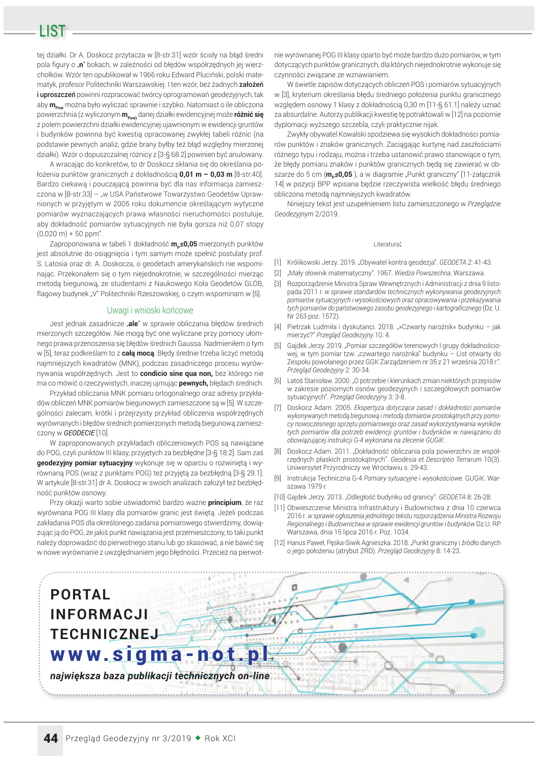tej działki. Dr A. Doskocz przytacza w [8-str.31] wzór ścisły na błąd średni pola figury o „**n**" bokach, w zależności od błędów współrzędnych jej wierzchołków. Wzór ten opublikował w 1966 roku Edward Pluciński, polski matematyk, profesor Politechniki Warszawskiej. I ten wzór, bez żadnych **założeń i uproszczeń** powinni rozpracować twórcy oprogramowań geodezyjnych, tak aby $\mathbf{m_{Pow}}$ można było wyliczać sprawnie i szybko. Natomiast o ile obliczona powierzchnia (z wyliczonym $\mathbf{m_{Pow}}$) danej działki ewidencyjnej może **różnić się** z polem powierzchni działki ewidencyjnej ujawnionym w ewidencji gruntów i budynków powinna być kwestią opracowanej zwykłej tabeli różnic (na podstawie pewnych analiz, gdzie brany byłby też błąd względny mierzonej działki). Wzór o dopuszczalnej różnicy z [3-§ 68.2] powinien być anulowany.

A wracając do konkretów, to dr Doskocz skłania się do określania położenia punktów granicznych z dokładnością **0,01 m – 0,03 m** [8-str.40]. Bardzo ciekawą i pouczającą powinna być dla nas informacja zamieszczona w [8-str.33] – „w USA Państwowe Towarzystwo Geodetów Uprawnionych w przyjętym w 2005 roku dokumencie określającym wytyczne pomiarów wyznaczających prawa własności nieruchomości postuluje, aby dokładność pomiarów sytuacyjnych nie była gorsza niż 0,07 stopy (0,020 m) + 50 ppm".

Zaproponowana w tabeli 1 dokładność $\mathbf{m_p \leq 0{,}05}$ mierzonych punktów jest absolutnie do osiągnięcia i tym samym może spełnić postulaty prof. S. Latosia oraz dr. A. Doskocza, o geodetach amerykańskich nie wspominając. Przekonałem się o tym niejednokrotnie, w szczególności mierząc metodą biegunową, ze studentami z Naukowego Koła Geodetów GLOB, flagowy budynek „V" Politechniki Rzeszowskiej, o czym wspominam w [5].

## Uwagi i wnioski końcowe

Jest jednak zasadnicze „**ale**" w sprawie obliczania błędów średnich mierzonych szczegółów. Nie mogą być one wyliczane przy pomocy ułomnego prawa przenoszenia się błędów średnich Gaussa. Nadmieniłem o tym w [5], teraz podkreślam to z **całą mocą**. Błędy średnie trzeba liczyć metodą najmniejszych kwadratów (MNK), podczas zasadniczego procesu wyrównywania współrzędnych. Jest to **condicio sine qua non,** bez którego nie ma co mówić o rzeczywistych, inaczej ujmując **pewnych,** błędach średnich.

Przykład obliczania MNK pomiaru ortogonalnego oraz adresy przykładów obliczeń MNK pomiarów biegunowych zamieszczone są w [5]. W szczególności zalecam, krótki i przejrzysty przykład obliczenia współrzędnych wyrównanych i błędów średnich pomierzonych metodą biegunową zamieszczony w *GEODECIE* [10].

W zaproponowanych przykładach obliczeniowych POS są nawiązane do POG, czyli punktów III klasy, przyjętych za bezbłędne [3-§ 18.2]. Sam zaś **geodezyjny pomiar sytuacyjny** wykonuje się w oparciu o rozwiniętą i wyrównaną POS (wraz z punktami POG) też przyjętą za bezbłędną [3-§ 29.1]. W artykule [8-str.31] dr A. Doskocz w swoich analizach założył też bezbłędność punktów osnowy.

Przy okazji warto sobie uświadomić bardzo ważne **principium**, że raz wyrównana POG III klasy dla pomiarów granic jest święta. Jeżeli podczas zakładania POS dla określonego zadania pomiarowego stwierdzimy, dowiązując ją do POG, że jakiś punkt nawiązania jest przemieszczony, to taki punkt należy doprowadzić do pierwotnego stanu lub go skasować, a nie bawić się w nowe wyrównanie z uwzględnianiem jego błędności. Przecież na pierwotnie wyrównanej POG III klasy oparto być może bardzo dużo pomiarów, w tym dotyczących punktów granicznych, dla których niejednokrotnie wykonuje się czynności związane ze wznawianiem.

W świetle zapisów dotyczących obliczeń POS i pomiarów sytuacyjnych w [3], kryterium określania błędu średniego położenia punktu granicznego względem osnowy 1 klasy z dokładnością 0,30 m [11-§ 61.1] należy uznać za absurdalne. Autorzy publikacji kwestię tę potraktowali w [12] na poziomie dyplomacji wyższego szczebla, czyli praktycznie nijak.

Zwykły obywatel Kowalski spodziewa się wysokich dokładności pomiarów punktów i znaków granicznych. Zaciągając kurtynę nad zaszłościami różnego typu i rodzaju, można i trzeba ustanowić prawo stanowiące o tym, że błędy pomiaru znaków i punktów granicznych będą się zawierać w obszarze do 5 cm ($\mathbf{m_p \leq 0{,}05}$ ), a w diagramie „Punkt graniczny" [11-załącznik 14] w pozycji BPP wpisana będzie rzeczywista wielkość błędu średniego obliczona metodą najmniejszych kwadratów.

Niniejszy tekst jest uzupełnieniem listu zamieszczonego w *Przeglądzie Geodezyjnym* 2/2019.

### Literatura:

[1] Królikowski Jerzy. 2019. „Obywatel kontra geodezja". *GEODETA* 2: 41-43.

[2] „Mały słownik matematyczny". 1967. *Wiedza Powszechna.* Warszawa.

[3] Rozporządzenie Ministra Spraw Wewnętrznych i Administracji z dnia 9 listopada 2011 r. *w sprawie standardów technicznych wykonywania geodezyjnych pomiarów sytuacyjnych i wysokościowych oraz opracowywania i przekazywania tych pomiarów do państwowego zasobu geodezyjnego i kartograficznego* (Dz. U. Nr 263 poz. 1572).

[4] Pietrzak Ludmiła i dyskutanci. 2018. „»Czwarty narożnik« budynku – jak mierzyć?" *Przegląd Geodezyjny* 10: 4.

[5] Gajdek Jerzy. 2019. „Pomiar szczegółów terenowych I grupy dokładnościowej, w tym pomiar tzw. „czwartego narożnika" budynku – List otwarty do Zespołu powołanego przez GGK Zarządzeniem nr 35 z 21 września 2018 r.". *Przegląd Geodezyjny* 2: 30-34.

[6] Latoś Stanisław. 2000. „O potrzebie i kierunkach zmian niektórych przepisów w zakresie poziomych osnów geodezyjnych i szczegółowych pomiarów sytuacyjnych". *Przegląd Geodezyjny* 3: 3-8.

[7] Doskocz Adam. 2005. *Ekspertyza dotycząca zasad i dokładności pomiarów wykonywanych metodą biegunową i metodą domiarów prostokątnych przy pomocy nowoczesnego sprzętu pomiarowego oraz zasad wykorzystywania wyników tych pomiarów dla potrzeb ewidencji gruntów i budynków w nawiązaniu do obowiązującej instrukcji G-4 wykonana na zlecenie GUGiK* .

[8] Doskocz Adam. 2011. „Dokładność obliczania pola powierzchni ze współrzędnych płaskich prostokątnych". *Geodesia et Descriptio Terrarum* 10(3). Uniwersytet Przyrodniczy we Wrocławiu s. 29-43.

[9] Instrukcja Techniczna G-4 *Pomiary sytuacyjne i wysokościowe.* GUGiK. Warszawa 1979 r.

[10] Gajdek Jerzy. 2013. „Odległość budynku od granicy". *GEODETA* 8: 26-28.

[11] Obwieszczenie Ministra Infrastruktury i Budownictwa z dnia 10 czerwca 2016 r. *w sprawie ogłoszenia jednolitego tekstu rozporządzenia Ministra Rozwoju Regionalnego i Budownictwa w sprawie ewidencji gruntów i budynków* Dz.U. RP Warszawa, dnia 15 lipca 2016 r. Poz. 1034.

[12] Hanus Paweł, Pęska-Siwik Agnieszka. 2018. „Punkt graniczny i źródło danych o jego położeniu (atrybut ZRD). *Przegląd Geodezyjny* 8: 14-23.

PORTAL INFORMACJI TECHNICZNEJ
**www.sigma-not.pl**
*największa baza publikacji technicznych on-line*